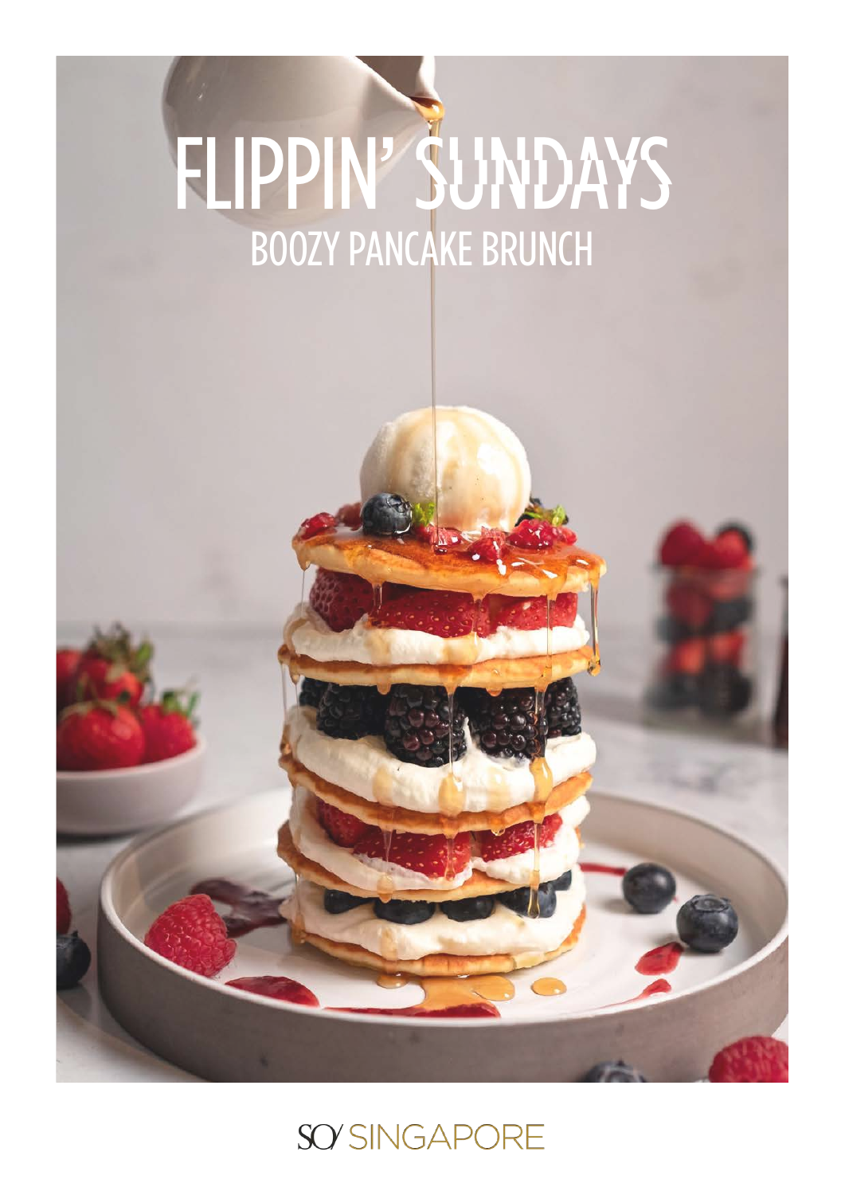# FLIPPIN' SUNDAYS

## BOOZY PANCAKE BRUNCH

SO/ SINGAPORE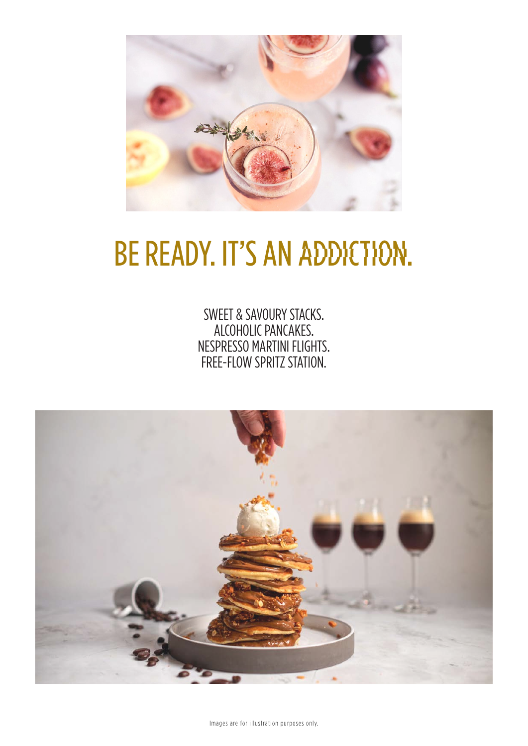# BE READY. IT'S AN ADDICTION.

SWEET & SAVOURY STACKS.
ALCOHOLIC PANCAKES.
NESPRESSO MARTINI FLIGHTS.
FREE-FLOW SPRITZ STATION.

Images are for illustration purposes only.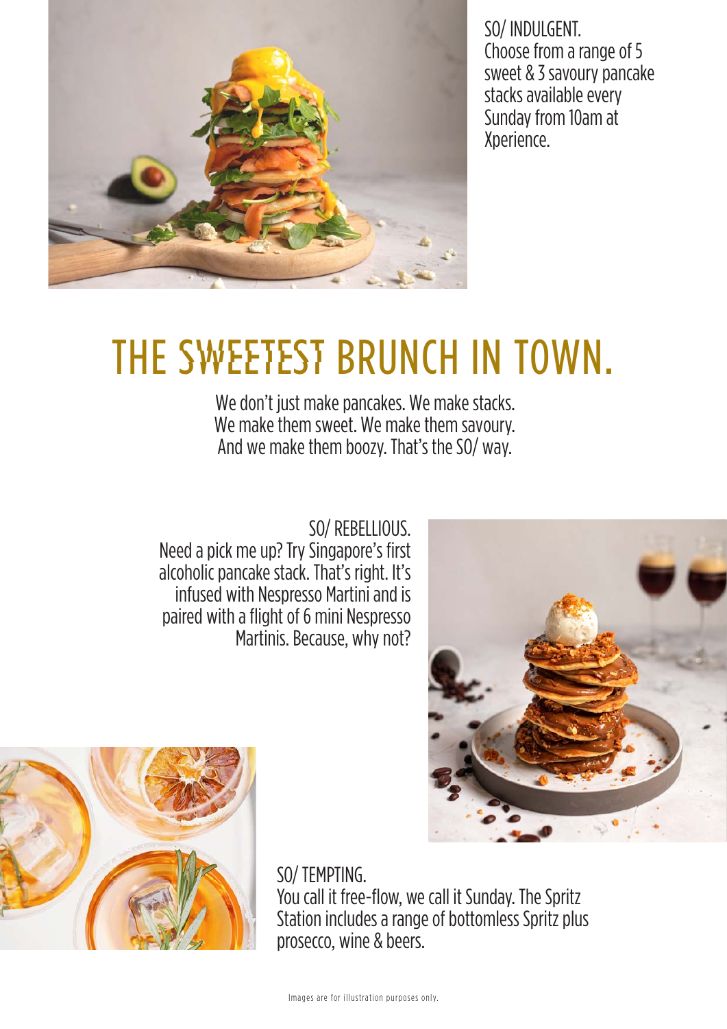SO/ INDULGENT.
Choose from a range of 5 sweet & 3 savoury pancake stacks available every Sunday from 10am at Xperience.

# THE SWEETEST BRUNCH IN TOWN.

We don't just make pancakes. We make stacks.
We make them sweet. We make them savoury.
And we make them boozy. That's the SO/ way.

SO/ REBELLIOUS.
Need a pick me up? Try Singapore's first alcoholic pancake stack. That's right. It's infused with Nespresso Martini and is paired with a flight of 6 mini Nespresso Martinis. Because, why not?

SO/ TEMPTING.
You call it free-flow, we call it Sunday. The Spritz Station includes a range of bottomless Spritz plus prosecco, wine & beers.

Images are for illustration purposes only.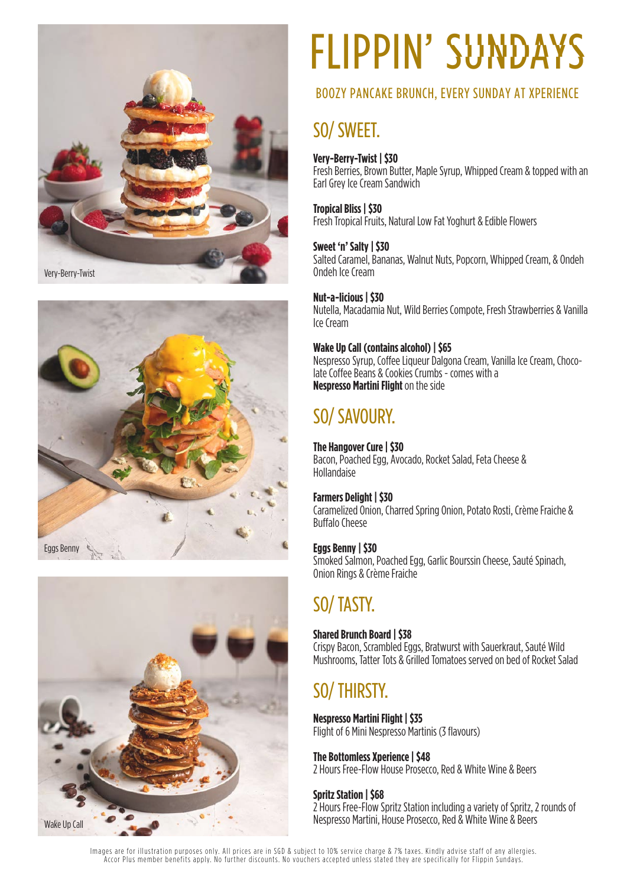Very-Berry-Twist

Eggs Benny

Wake Up Call

# FLIPPIN' SUNDAYS

## BOOZY PANCAKE BRUNCH, EVERY SUNDAY AT XPERIENCE

## SO/ SWEET.

**Very-Berry-Twist | $30**
Fresh Berries, Brown Butter, Maple Syrup, Whipped Cream & topped with an Earl Grey Ice Cream Sandwich

**Tropical Bliss | $30**
Fresh Tropical Fruits, Natural Low Fat Yoghurt & Edible Flowers

**Sweet 'n' Salty | $30**
Salted Caramel, Bananas, Walnut Nuts, Popcorn, Whipped Cream, & Ondeh Ondeh Ice Cream

**Nut-a-licious | $30**
Nutella, Macadamia Nut, Wild Berries Compote, Fresh Strawberries & Vanilla Ice Cream

**Wake Up Call (contains alcohol) | $65**
Nespresso Syrup, Coffee Liqueur Dalgona Cream, Vanilla Ice Cream, Chocolate Coffee Beans & Cookies Crumbs - comes with a **Nespresso Martini Flight** on the side

## SO/ SAVOURY.

**The Hangover Cure | $30**
Bacon, Poached Egg, Avocado, Rocket Salad, Feta Cheese & Hollandaise

**Farmers Delight | $30**
Caramelized Onion, Charred Spring Onion, Potato Rosti, Crème Fraiche & Buffalo Cheese

**Eggs Benny | $30**
Smoked Salmon, Poached Egg, Garlic Boursin Cheese, Sauté Spinach, Onion Rings & Crème Fraiche

## SO/ TASTY.

**Shared Brunch Board | $38**
Crispy Bacon, Scrambled Eggs, Bratwurst with Sauerkraut, Sauté Wild Mushrooms, Tatter Tots & Grilled Tomatoes served on bed of Rocket Salad

## SO/ THIRSTY.

**Nespresso Martini Flight | $35**
Flight of 6 Mini Nespresso Martinis (3 flavours)

**The Bottomless Xperience | $48**
2 Hours Free-Flow House Prosecco, Red & White Wine & Beers

**Spritz Station | $68**
2 Hours Free-Flow Spritz Station including a variety of Spritz, 2 rounds of Nespresso Martini, House Prosecco, Red & White Wine & Beers

Images are for illustration purposes only. All prices are in SGD & subject to 10% service charge & 7% taxes. Kindly advise staff of any allergies. Accor Plus member benefits apply. No further discounts. No vouchers accepted unless stated they are specifically for Flippin Sundays.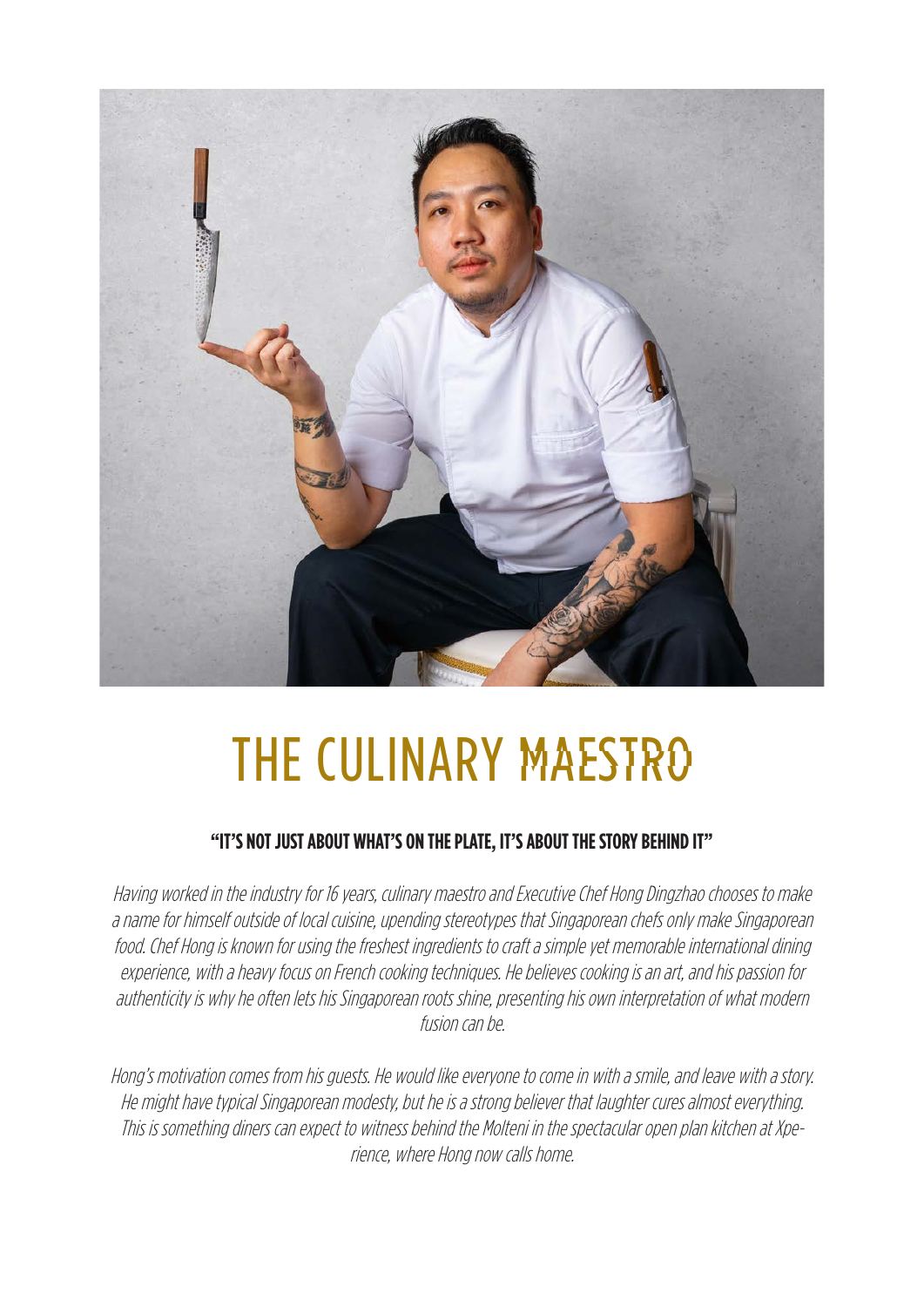# THE CULINARY MAESTRO

**"IT'S NOT JUST ABOUT WHAT'S ON THE PLATE, IT'S ABOUT THE STORY BEHIND IT"**

*Having worked in the industry for 16 years, culinary maestro and Executive Chef Hong Dingzhao chooses to make a name for himself outside of local cuisine, upending stereotypes that Singaporean chefs only make Singaporean food. Chef Hong is known for using the freshest ingredients to craft a simple yet memorable international dining experience, with a heavy focus on French cooking techniques. He believes cooking is an art, and his passion for authenticity is why he often lets his Singaporean roots shine, presenting his own interpretation of what modern fusion can be.*

*Hong's motivation comes from his guests. He would like everyone to come in with a smile, and leave with a story. He might have typical Singaporean modesty, but he is a strong believer that laughter cures almost everything. This is something diners can expect to witness behind the Molteni in the spectacular open plan kitchen at Xperience, where Hong now calls home.*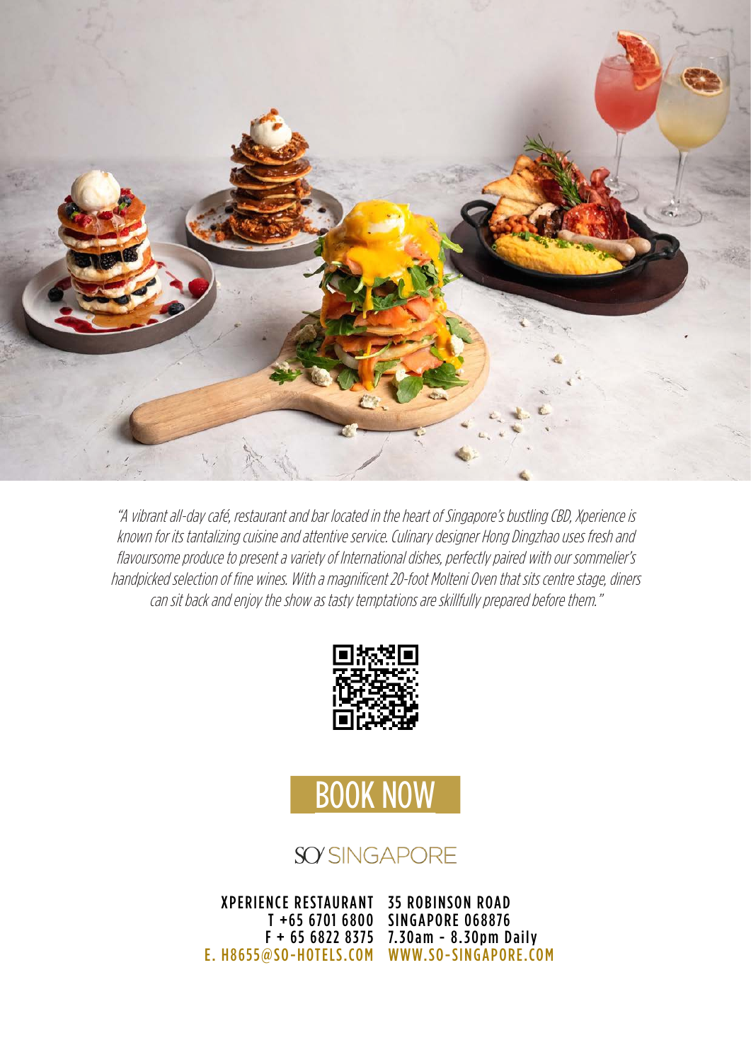*"A vibrant all-day café, restaurant and bar located in the heart of Singapore's bustling CBD, Xperience is known for its tantalizing cuisine and attentive service. Culinary designer Hong Dingzhao uses fresh and flavoursome produce to present a variety of International dishes, perfectly paired with our sommelier's handpicked selection of fine wines. With a magnificent 20-foot Molteni Oven that sits centre stage, diners can sit back and enjoy the show as tasty temptations are skillfully prepared before them."*

BOOK NOW

SO/ SINGAPORE

XPERIENCE RESTAURANT
T +65 6701 6800
F + 65 6822 8375
E. H8655@SO-HOTELS.COM

35 ROBINSON ROAD
SINGAPORE 068876
7.30am - 8.30pm Daily
WWW.SO-SINGAPORE.COM